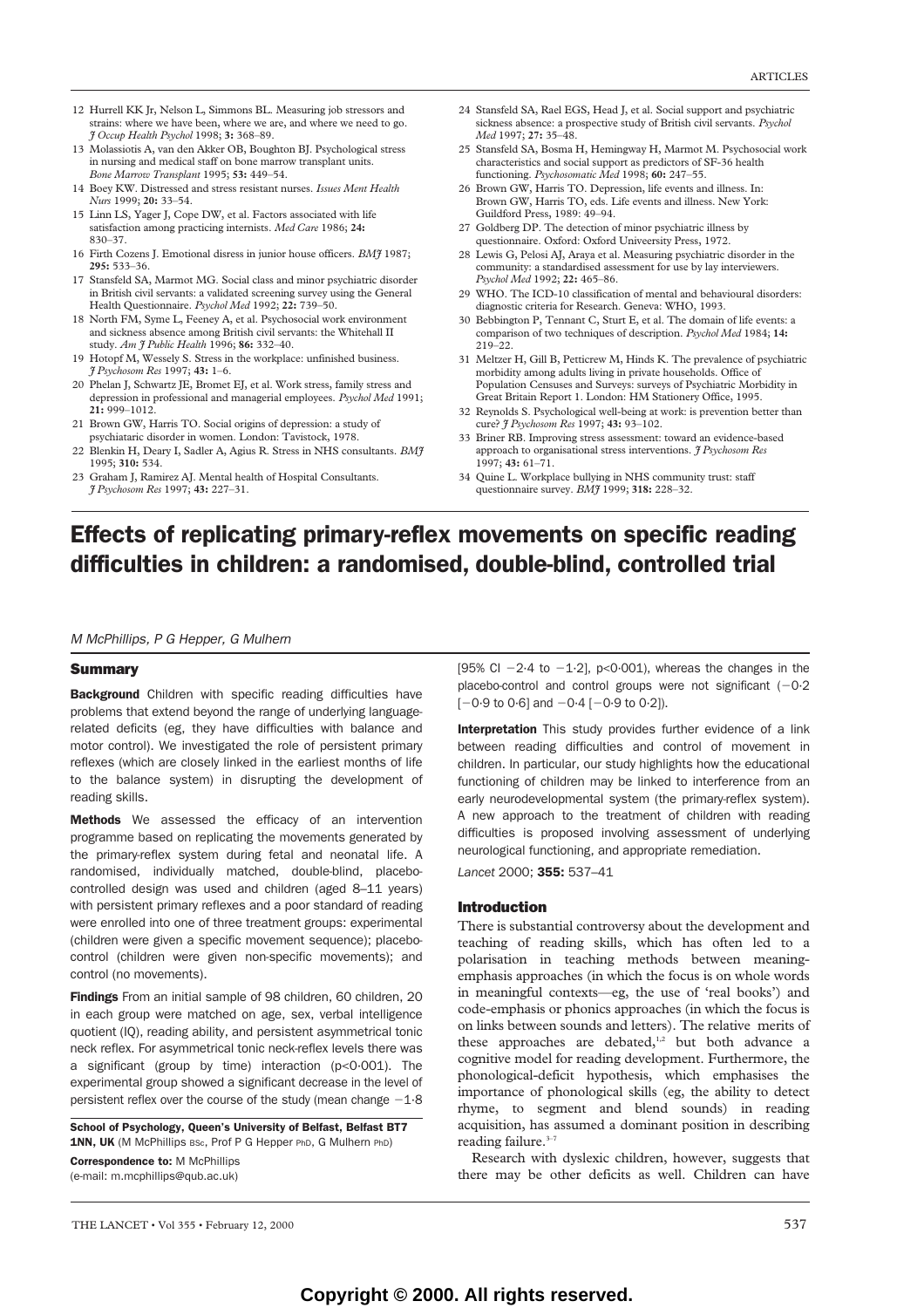12 Hurrell KK Jr, Nelson L, Simmons BL. Measuring job stressors and strains: where we have been, where we are, and where we need to go. *J Occup Health Psychol* 1998; **3:** 368–89.

13 Molassiotis A, van den Akker OB, Boughton BJ. Psychological stress in nursing and medical staff on bone marrow transplant units. *Bone Marrow Transplant* 1995; **53:** 449–54.

14 Boey KW. Distressed and stress resistant nurses. *Issues Ment Health Nurs* 1999; **20:** 33–54.

15 Linn LS, Yager J, Cope DW, et al. Factors associated with life satisfaction among practicing internists. *Med Care* 1986; **24:** 830–37.

16 Firth Cozens J. Emotional disress in junior house officers. *BMJ* 1987; **295:** 533–36.

17 Stansfeld SA, Marmot MG. Social class and minor psychiatric disorder in British civil servants: a validated screening survey using the General Health Questionnaire. *Psychol Med* 1992; **22:** 739–50.

18 North FM, Syme L, Feeney A, et al. Psychosocial work environment and sickness absence among British civil servants: the Whitehall II study. *Am J Public Health* 1996; **86:** 332–40.

19 Hotopf M, Wessely S. Stress in the workplace: unfinished business. *J Psychosom Res* 1997; **43:** 1–6.

20 Phelan J, Schwartz JE, Bromet EJ, et al. Work stress, family stress and depression in professional and managerial employees. *Psychol Med* 1991; **21:** 999–1012.

21 Brown GW, Harris TO. Social origins of depression: a study of psychiataric disorder in women. London: Tavistock, 1978.

22 Blenkin H, Deary I, Sadler A, Agius R. Stress in NHS consultants. *BMJ* 1995; **310:** 534.

23 Graham J, Ramirez AJ. Mental health of Hospital Consultants. *J Psychosom Res* 1997; **43:** 227–31.

24 Stansfeld SA, Rael EGS, Head J, et al. Social support and psychiatric sickness absence: a prospective study of British civil servants. *Psychol Med* 1997; **27:** 35–48.

25 Stansfeld SA, Bosma H, Hemingway H, Marmot M. Psychosocial work characteristics and social support as predictors of SF-36 health functioning. *Psychosomatic Med* 1998; **60:** 247–55.

26 Brown GW, Harris TO. Depression, life events and illness. In: Brown GW, Harris TO, eds. Life events and illness. New York: Guildford Press, 1989: 49–94.

27 Goldberg DP. The detection of minor psychiatric illness by questionnaire. Oxford: Oxford Univeersity Press, 1972.

28 Lewis G, Pelosi AJ, Araya et al. Measuring psychiatric disorder in the community: a standardised assessment for use by lay interviewers. *Psychol Med* 1992; **22:** 465–86.

29 WHO. The ICD-10 classification of mental and behavioural disorders: diagnostic criteria for Research. Geneva: WHO, 1993.

30 Bebbington P, Tennant C, Sturt E, et al. The domain of life events: a comparison of two techniques of description. *Psychol Med* 1984; **14:** 219–22.

31 Meltzer H, Gill B, Petticrew M, Hinds K. The prevalence of psychiatric morbidity among adults living in private households. Office of Population Censuses and Surveys: surveys of Psychiatric Morbidity in Great Britain Report 1. London: HM Stationery Office, 1995.

32 Reynolds S. Psychological well-being at work: is prevention better than cure? *J Psychosom Res* 1997; **43:** 93–102.

33 Briner RB. Improving stress assessment: toward an evidence-based approach to organisational stress interventions. *J Psychosom Res* 1997; **43:** 61–71.

34 Quine L. Workplace bullying in NHS community trust: staff questionnaire survey. *BMJ* 1999; **318:** 228–32.

# Effects of replicating primary-reflex movements on specific reading difficulties in children: a randomised, double-blind, controlled trial

*M McPhillips, P G Hepper, G Mulhern*

## Summary

**Background** Children with specific reading difficulties have problems that extend beyond the range of underlying language-related deficits (eg, they have difficulties with balance and motor control). We investigated the role of persistent primary reflexes (which are closely linked in the earliest months of life to the balance system) in disrupting the development of reading skills.

**Methods** We assessed the efficacy of an intervention programme based on replicating the movements generated by the primary-reflex system during fetal and neonatal life. A randomised, individually matched, double-blind, placebo-controlled design was used and children (aged 8–11 years) with persistent primary reflexes and a poor standard of reading were enrolled into one of three treatment groups: experimental (children were given a specific movement sequence); placebo-control (children were given non-specific movements); and control (no movements).

**Findings** From an initial sample of 98 children, 60 children, 20 in each group were matched on age, sex, verbal intelligence quotient (IQ), reading ability, and persistent asymmetrical tonic neck reflex. For asymmetrical tonic neck-reflex levels there was a significant (group by time) interaction ($p<0{\cdot}001$). The experimental group showed a significant decrease in the level of persistent reflex over the course of the study (mean change $-1{\cdot}8$ [95% CI $-2{\cdot}4$ to $-1{\cdot}2$], $p<0{\cdot}001$), whereas the changes in the placebo-control and control groups were not significant ($-0{\cdot}2$ [$-0{\cdot}9$ to $0{\cdot}6$] and $-0{\cdot}4$ [$-0{\cdot}9$ to $0{\cdot}2$]).

**Interpretation** This study provides further evidence of a link between reading difficulties and control of movement in children. In particular, our study highlights how the educational functioning of children may be linked to interference from an early neurodevelopmental system (the primary-reflex system). A new approach to the treatment of children with reading difficulties is proposed involving assessment of underlying neurological functioning, and appropriate remediation.

*Lancet* 2000; **355:** 537–41

**School of Psychology, Queen's University of Belfast, Belfast BT7 1NN, UK** (M McPhillips BSc, Prof P G Hepper PhD, G Mulhern PhD)

**Correspondence to:** M McPhillips (e-mail: m.mcphillips@qub.ac.uk)

## Introduction

There is substantial controversy about the development and teaching of reading skills, which has often led to a polarisation in teaching methods between meaning-emphasis approaches (in which the focus is on whole words in meaningful contexts—eg, the use of 'real books') and code-emphasis or phonics approaches (in which the focus is on links between sounds and letters). The relative merits of these approaches are debated,[1,2] but both advance a cognitive model for reading development. Furthermore, the phonological-deficit hypothesis, which emphasises the importance of phonological skills (eg, the ability to detect rhyme, to segment and blend sounds) in reading acquisition, has assumed a dominant position in describing reading failure.[3-7]

Research with dyslexic children, however, suggests that there may be other deficits as well. Children can have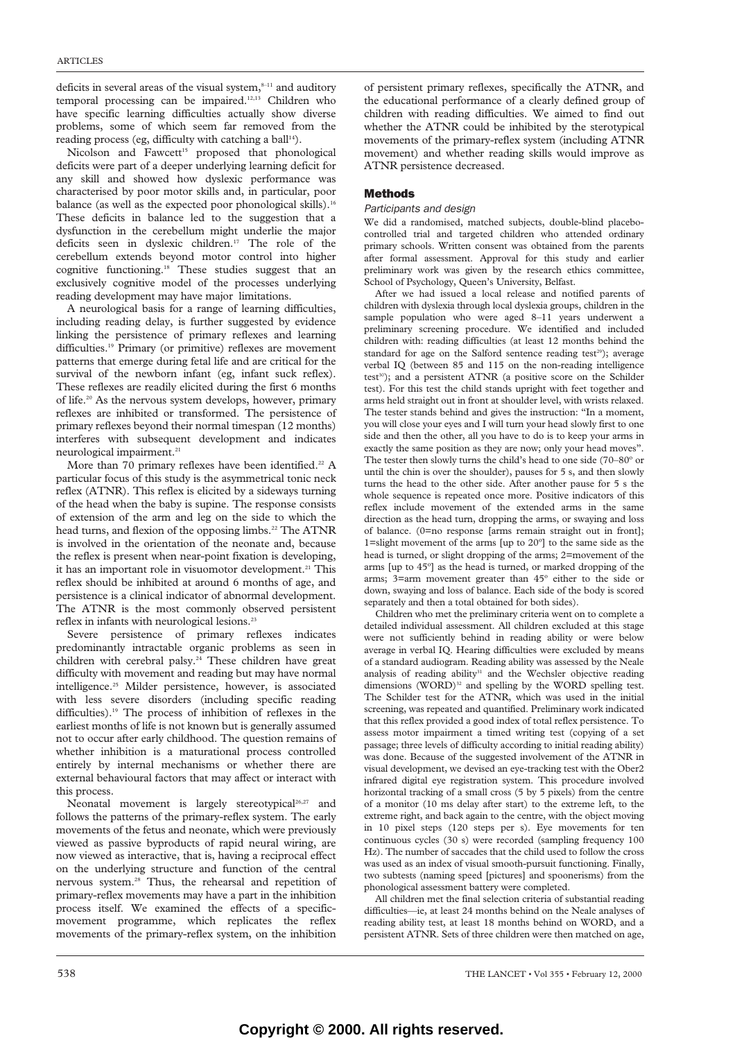deficits in several areas of the visual system,[8–11] and auditory temporal processing can be impaired.[12,13] Children who have specific learning difficulties actually show diverse problems, some of which seem far removed from the reading process (eg, difficulty with catching a ball[14]).

Nicolson and Fawcett[15] proposed that phonological deficits were part of a deeper underlying learning deficit for any skill and showed how dyslexic performance was characterised by poor motor skills and, in particular, poor balance (as well as the expected poor phonological skills).[16] These deficits in balance led to the suggestion that a dysfunction in the cerebellum might underlie the major deficits seen in dyslexic children.[17] The role of the cerebellum extends beyond motor control into higher cognitive functioning.[18] These studies suggest that an exclusively cognitive model of the processes underlying reading development may have major limitations.

A neurological basis for a range of learning difficulties, including reading delay, is further suggested by evidence linking the persistence of primary reflexes and learning difficulties.[19] Primary (or primitive) reflexes are movement patterns that emerge during fetal life and are critical for the survival of the newborn infant (eg, infant suck reflex). These reflexes are readily elicited during the first 6 months of life.[20] As the nervous system develops, however, primary reflexes are inhibited or transformed. The persistence of primary reflexes beyond their normal timespan (12 months) interferes with subsequent development and indicates neurological impairment.[21]

More than 70 primary reflexes have been identified.[22] A particular focus of this study is the asymmetrical tonic neck reflex (ATNR). This reflex is elicited by a sideways turning of the head when the baby is supine. The response consists of extension of the arm and leg on the side to which the head turns, and flexion of the opposing limbs.[22] The ATNR is involved in the orientation of the neonate and, because the reflex is present when near-point fixation is developing, it has an important role in visuomotor development.[21] This reflex should be inhibited at around 6 months of age, and persistence is a clinical indicator of abnormal development. The ATNR is the most commonly observed persistent reflex in infants with neurological lesions.[23]

Severe persistence of primary reflexes indicates predominantly intractable organic problems as seen in children with cerebral palsy.[24] These children have great difficulty with movement and reading but may have normal intelligence.[25] Milder persistence, however, is associated with less severe disorders (including specific reading difficulties).[19] The process of inhibition of reflexes in the earliest months of life is not known but is generally assumed not to occur after early childhood. The question remains of whether inhibition is a maturational process controlled entirely by internal mechanisms or whether there are external behavioural factors that may affect or interact with this process.

Neonatal movement is largely stereotypical[26,27] and follows the patterns of the primary-reflex system. The early movements of the fetus and neonate, which were previously viewed as passive byproducts of rapid neural wiring, are now viewed as interactive, that is, having a reciprocal effect on the underlying structure and function of the central nervous system.[28] Thus, the rehearsal and repetition of primary-reflex movements may have a part in the inhibition process itself. We examined the effects of a specific-movement programme, which replicates the reflex movements of the primary-reflex system, on the inhibition of persistent primary reflexes, specifically the ATNR, and the educational performance of a clearly defined group of children with reading difficulties. We aimed to find out whether the ATNR could be inhibited by the sterotypical movements of the primary-reflex system (including ATNR movement) and whether reading skills would improve as ATNR persistence decreased.

## Methods

### *Participants and design*

We did a randomised, matched subjects, double-blind placebo-controlled trial and targeted children who attended ordinary primary schools. Written consent was obtained from the parents after formal assessment. Approval for this study and earlier preliminary work was given by the research ethics committee, School of Psychology, Queen's University, Belfast.

After we had issued a local release and notified parents of children with dyslexia through local dyslexia groups, children in the sample population who were aged 8–11 years underwent a preliminary screening procedure. We identified and included children with: reading difficulties (at least 12 months behind the standard for age on the Salford sentence reading test[29]); average verbal IQ (between 85 and 115 on the non-reading intelligence test[30]); and a persistent ATNR (a positive score on the Schilder test). For this test the child stands upright with feet together and arms held straight out in front at shoulder level, with wrists relaxed. The tester stands behind and gives the instruction: "In a moment, you will close your eyes and I will turn your head slowly first to one side and then the other, all you have to do is to keep your arms in exactly the same position as they are now; only your head moves". The tester then slowly turns the child's head to one side (70–80° or until the chin is over the shoulder), pauses for 5 s, and then slowly turns the head to the other side. After another pause for 5 s the whole sequence is repeated once more. Positive indicators of this reflex include movement of the extended arms in the same direction as the head turn, dropping the arms, or swaying and loss of balance. (0=no response [arms remain straight out in front]; 1=slight movement of the arms [up to 20°] to the same side as the head is turned, or slight dropping of the arms; 2=movement of the arms [up to 45°] as the head is turned, or marked dropping of the arms; 3=arm movement greater than 45° either to the side or down, swaying and loss of balance. Each side of the body is scored separately and then a total obtained for both sides).

Children who met the preliminary criteria went on to complete a detailed individual assessment. All children excluded at this stage were not sufficiently behind in reading ability or were below average in verbal IQ. Hearing difficulties were excluded by means of a standard audiogram. Reading ability was assessed by the Neale analysis of reading ability[31] and the Wechsler objective reading dimensions (WORD)[32] and spelling by the WORD spelling test. The Schilder test for the ATNR, which was used in the initial screening, was repeated and quantified. Preliminary work indicated that this reflex provided a good index of total reflex persistence. To assess motor impairment a timed writing test (copying of a set passage; three levels of difficulty according to initial reading ability) was done. Because of the suggested involvement of the ATNR in visual development, we devised an eye-tracking test with the Ober2 infrared digital eye registration system. This procedure involved horizontal tracking of a small cross (5 by 5 pixels) from the centre of a monitor (10 ms delay after start) to the extreme left, to the extreme right, and back again to the centre, with the object moving in 10 pixel steps (120 steps per s). Eye movements for ten continuous cycles (30 s) were recorded (sampling frequency 100 Hz). The number of saccades that the child used to follow the cross was used as an index of visual smooth-pursuit functioning. Finally, two subtests (naming speed [pictures] and spoonerisms) from the phonological assessment battery were completed.

All children met the final selection criteria of substantial reading difficulties—ie, at least 24 months behind on the Neale analyses of reading ability test, at least 18 months behind on WORD, and a persistent ATNR. Sets of three children were then matched on age,

**Copyright © 2000. All rights reserved.**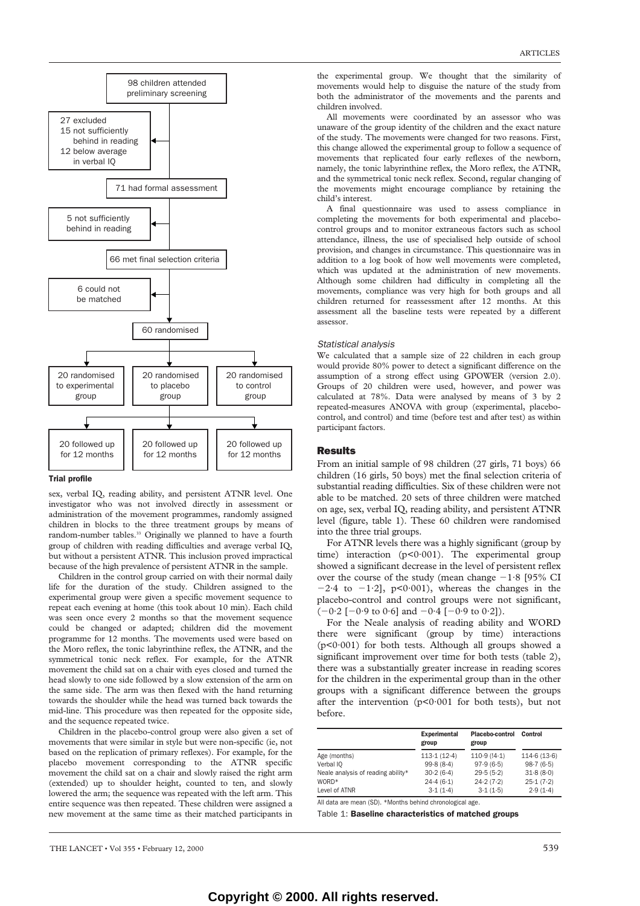98 children attended preliminary screening

27 excluded
15 not sufficiently behind in reading
12 below average in verbal IQ

71 had formal assessment

5 not sufficiently behind in reading

66 met final selection criteria

6 could not be matched

60 randomised

| 20 randomised to experimental group | 20 randomised to placebo group | 20 randomised to control group |
|---|---|---|
| 20 followed up for 12 months | 20 followed up for 12 months | 20 followed up for 12 months |

**Trial profile**

sex, verbal IQ, reading ability, and persistent ATNR level. One investigator who was not involved directly in assessment or administration of the movement programmes, randomly assigned children in blocks to the three treatment groups by means of random-number tables.[33] Originally we planned to have a fourth group of children with reading difficulties and average verbal IQ, but without a persistent ATNR. This inclusion proved impractical because of the high prevalence of persistent ATNR in the sample.

Children in the control group carried on with their normal daily life for the duration of the study. Children assigned to the experimental group were given a specific movement sequence to repeat each evening at home (this took about 10 min). Each child was seen once every 2 months so that the movement sequence could be changed or adapted; children did the movement programme for 12 months. The movements used were based on the Moro reflex, the tonic labyrinthine reflex, the ATNR, and the symmetrical tonic neck reflex. For example, for the ATNR movement the child sat on a chair with eyes closed and turned the head slowly to one side followed by a slow extension of the arm on the same side. The arm was then flexed with the hand returning towards the shoulder while the head was turned back towards the mid-line. This procedure was then repeated for the opposite side, and the sequence repeated twice.

Children in the placebo-control group were also given a set of movements that were similar in style but were non-specific (ie, not based on the replication of primary reflexes). For example, for the placebo movement corresponding to the ATNR specific movement the child sat on a chair and slowly raised the right arm (extended) up to shoulder height, counted to ten, and slowly lowered the arm; the sequence was repeated with the left arm. This entire sequence was then repeated. These children were assigned a new movement at the same time as their matched participants in the experimental group. We thought that the similarity of movements would help to disguise the nature of the study from both the administrator of the movements and the parents and children involved.

All movements were coordinated by an assessor who was unaware of the group identity of the children and the exact nature of the study. The movements were changed for two reasons. First, this change allowed the experimental group to follow a sequence of movements that replicated four early reflexes of the newborn, namely, the tonic labyrinthine reflex, the Moro reflex, the ATNR, and the symmetrical tonic neck reflex. Second, regular changing of the movements might encourage compliance by retaining the child's interest.

A final questionnaire was used to assess compliance in completing the movements for both experimental and placebo-control groups and to monitor extraneous factors such as school attendance, illness, the use of specialised help outside of school provision, and changes in circumstance. This questionnaire was in addition to a log book of how well movements were completed, which was updated at the administration of new movements. Although some children had difficulty in completing all the movements, compliance was very high for both groups and all children returned for reassessment after 12 months. At this assessment all the baseline tests were repeated by a different assessor.

### *Statistical analysis*

We calculated that a sample size of 22 children in each group would provide 80% power to detect a significant difference on the assumption of a strong effect using GPOWER (version 2.0). Groups of 20 children were used, however, and power was calculated at 78%. Data were analysed by means of 3 by 2 repeated-measures ANOVA with group (experimental, placebo-control, and control) and time (before test and after test) as within participant factors.

## Results

From an initial sample of 98 children (27 girls, 71 boys) 66 children (16 girls, 50 boys) met the final selection criteria of substantial reading difficulties. Six of these children were not able to be matched. 20 sets of three children were matched on age, sex, verbal IQ, reading ability, and persistent ATNR level (figure, table 1). These 60 children were randomised into the three trial groups.

For ATNR levels there was a highly significant (group by time) interaction ($p<0·001$). The experimental group showed a significant decrease in the level of persistent reflex over the course of the study (mean change $-1·8$ [95% CI $-2·4$ to $-1·2$], $p<0·001$), whereas the changes in the placebo-control and control groups were not significant, ($-0·2$ [$-0·9$ to $0·6$] and $-0·4$ [$-0·9$ to $0·2$]).

For the Neale analysis of reading ability and WORD there were significant (group by time) interactions ($p<0·001$) for both tests. Although all groups showed a significant improvement over time for both tests (table 2), there was a substantially greater increase in reading scores for the children in the experimental group than in the other groups with a significant difference between the groups after the intervention ($p<0·001$ for both tests), but not before.

| | Experimental group | Placebo-control group | Control |
|---|---|---|---|
| Age (months) | 113·1 (12·4) | 110·9 (14·1) | 114·6 (13·6) |
| Verbal IQ | 99·8 (8·4) | 97·9 (6·5) | 98·7 (6·5) |
| Neale analysis of reading ability* | 30·2 (6·4) | 29·5 (5·2) | 31·8 (8·0) |
| WORD* | 24·4 (6·1) | 24·2 (7·2) | 25·1 (7·2) |
| Level of ATNR | 3·1 (1·4) | 3·1 (1·5) | 2·9 (1·4) |

All data are mean (SD). *Months behind chronological age.

Table 1: **Baseline characteristics of matched groups**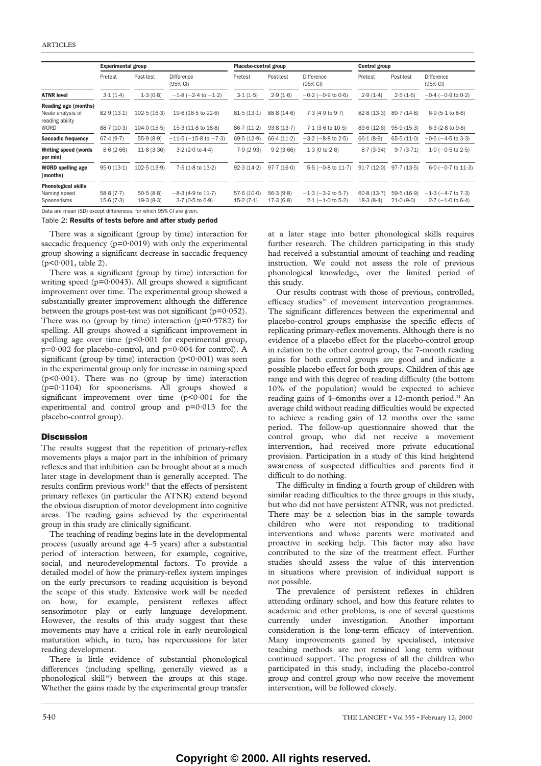| | Experimental group | | | Placebo-control group | | | Control group | | |
|---|---|---|---|---|---|---|---|---|---|
| | Pretest | Post-test | Difference (95% CI) | Pretest | Post-test | Difference (95% CI) | Pretest | Post-test | Difference (95% CI) |
| **ATNR level** | 3·1 (1·4) | 1·3 (0·8) | −1·8 (−2·4 to −1·2) | 3·1 (1·5) | 2·9 (1·6) | −0·2 (−0·9 to 0·6) | 2·9 (1·4) | 2·5 (1·6) | −0·4 (−0·9 to 0·2) |
| **Reading age (months)** | | | | | | | | | |
| Neale analysis of reading ability | 82·9 (13·1) | 102·5 (16·3) | 19·6 (16·5 to 22·6) | 81·5 (13·1) | 88·8 (14·6) | 7·3 (4·9 to 9·7) | 82·8 (13·3) | 89·7 (14·8) | 6·9 (5·1 to 8·6) |
| WORD | 88·7 (10·3) | 104·0 (15·5) | 15·3 (11·8 to 18·8) | 86·7 (11·2) | 93·8 (13·7) | 7·1 (3·6 to 10·5) | 89·6 (12·6) | 95·9 (15·3) | 6·3 (2·8 to 9·8) |
| **Saccadic frequency** | 67·4 (9·7) | 55·9 (8·9) | −11·5 (−15·8 to −7·3) | 69·5 (12·9) | 66·4 (11·2) | −3·2 (−8·8 to 2·5) | 66·1 (8·9) | 65·5 (11·0) | −0·6 (−4·5 to 3·3) |
| **Writing speed (words per min)** | 8·6 (2·66) | 11·8 (3·36) | 3·2 (2·0 to 4·4) | 7·9 (2·93) | 9·2 (3·66) | 1·3 (0 to 2·6) | 8·7 (3·34) | 9·7 (3·71) | 1·0 (−0·5 to 2·5) |
| **WORD spelling age (months)** | 95·0 (13·1) | 102·5 (13·9) | 7·5 (1·8 to 13·2) | 92·3 (14·2) | 97·7 (16·0) | 5·5 (−0·8 to 11·7) | 91·7 (12·0) | 97·7 (13·5) | 6·0 (−0·7 to 11·3) |
| **Phonological skills** | | | | | | | | | |
| Naming speed | 58·8 (7·7) | 50·5 (8·8) | −8·3 (4·9 to 11·7) | 57·6 (10·0) | 56·3 (9·8) | −1·3 (−3·2 to 5·7) | 60·8 (13·7) | 59·5 (16·9) | −1·3 (−4·7 to 7·3) |
| Spoonerisms | 15·6 (7·3) | 19·3 (8·3) | 3·7 (0·5 to 6·9) | 15·2 (7·1) | 17·3 (6·8) | 2·1 (−1·0 to 5·2) | 18·3 (8·4) | 21·0 (9·0) | 2·7 (−1·0 to 6·4) |

Data are mean (SD) except differences, for which 95% CI are given.

Table 2: **Results of tests before and after study period**

There was a significant (group by time) interaction for saccadic frequency ($p=0·0019$) with only the experimental group showing a significant decrease in saccadic frequency ($p<0·001$, table 2).

There was a significant (group by time) interaction for writing speed ($p=0·0043$). All groups showed a significant improvement over time. The experimental group showed a substantially greater improvement although the difference between the groups post-test was not significant ($p=0·052$). There was no (group by time) interaction ($p=0·5782$) for spelling. All groups showed a significant improvement in spelling age over time ($p<0·001$ for experimental group, $p=0·002$ for placebo-control, and $p=0·004$ for control). A significant (group by time) interaction ($p<0·001$) was seen in the experimental group only for increase in naming speed ($p<0·001$). There was no (group by time) interaction ($p=0·1104$) for spoonerisms. All groups showed a significant improvement over time ($p<0·001$ for the experimental and control group and $p=0·013$ for the placebo-control group).

## Discussion

The results suggest that the repetition of primary-reflex movements plays a major part in the inhibition of primary reflexes and that inhibition can be brought about at a much later stage in development than is generally accepted. The results confirm previous work[19] that the effects of persistent primary reflexes (in particular the ATNR) extend beyond the obvious disruption of motor development into cognitive areas. The reading gains achieved by the experimental group in this study are clinically significant.

The teaching of reading begins late in the developmental process (usually around age 4–5 years) after a substantial period of interaction between, for example, cognitive, social, and neurodevelopmental factors. To provide a detailed model of how the primary-reflex system impinges on the early precursors to reading acquisition is beyond the scope of this study. Extensive work will be needed on how, for example, persistent reflexes affect sensorimotor play or early language development. However, the results of this study suggest that these movements may have a critical role in early neurological maturation which, in turn, has repercussions for later reading development.

There is little evidence of substantial phonological differences (including spelling, generally viewed as a phonological skill[35]) between the groups at this stage. Whether the gains made by the experimental group transfer at a later stage into better phonological skills requires further research. The children participating in this study had received a substantial amount of teaching and reading instruction. We could not assess the role of previous phonological knowledge, over the limited period of this study.

Our results contrast with those of previous, controlled, efficacy studies[36] of movement intervention programmes. The significant differences between the experimental and placebo-control groups emphasise the specific effects of replicating primary-reflex movements. Although there is no evidence of a placebo effect for the placebo-control group in relation to the other control group, the 7-month reading gains for both control groups are good and indicate a possible placebo effect for both groups. Children of this age range and with this degree of reading difficulty (the bottom 10% of the population) would be expected to achieve reading gains of 4–6months over a 12-month period.[31] An average child without reading difficulties would be expected to achieve a reading gain of 12 months over the same period. The follow-up questionnaire showed that the control group, who did not receive a movement intervention, had received more private educational provision. Participation in a study of this kind heightend awareness of suspected difficulties and parents find it difficult to do nothing.

The difficulty in finding a fourth group of children with similar reading difficulties to the three groups in this study, but who did not have persistent ATNR, was not predicted. There may be a selection bias in the sample towards children who were not responding to traditional interventions and whose parents were motivated and proactive in seeking help. This factor may also have contributed to the size of the treatment effect. Further studies should assess the value of this intervention in situations where provision of individual support is not possible.

The prevalence of persistent reflexes in children attending ordinary school, and how this feature relates to academic and other problems, is one of several questions currently under investigation. Another important consideration is the long-term efficacy of intervention. Many improvements gained by specialised, intensive teaching methods are not retained long term without continued support. The progress of all the children who participated in this study, including the placebo-control group and control group who now receive the movement intervention, will be followed closely.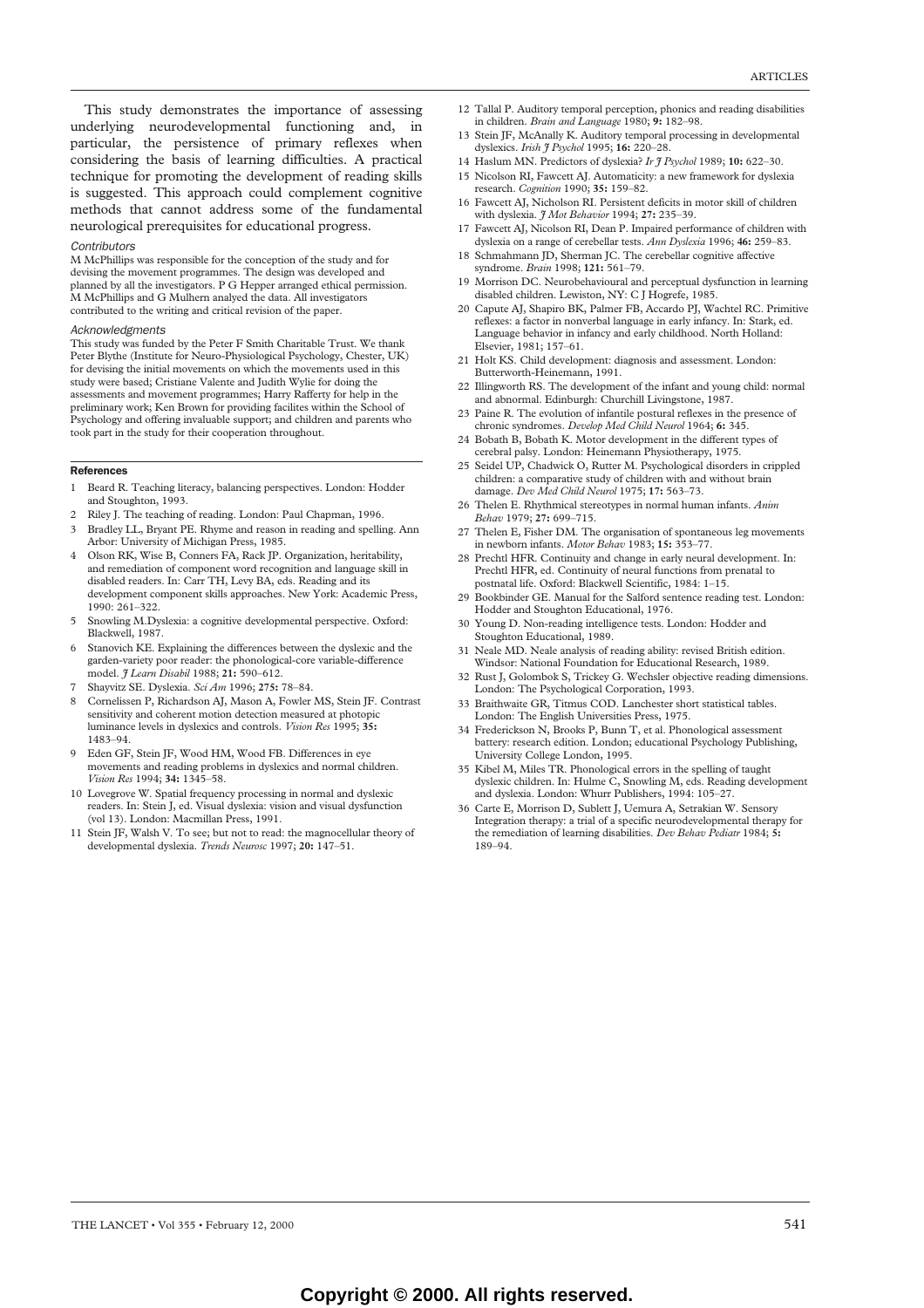This study demonstrates the importance of assessing underlying neurodevelopmental functioning and, in particular, the persistence of primary reflexes when considering the basis of learning difficulties. A practical technique for promoting the development of reading skills is suggested. This approach could complement cognitive methods that cannot address some of the fundamental neurological prerequisites for educational progress.

*Contributors*

M McPhillips was responsible for the conception of the study and for devising the movement programmes. The design was developed and planned by all the investigators. P G Hepper arranged ethical permission. M McPhillips and G Mulhern analyzed the data. All investigators contributed to the writing and critical revision of the paper.

*Acknowledgments*

This study was funded by the Peter F Smith Charitable Trust. We thank Peter Blythe (Institute for Neuro-Physiological Psychology, Chester, UK) for devising the initial movements on which the movements used in this study were based; Cristiane Valente and Judith Wylie for doing the assessments and movement programmes; Harry Rafferty for help in the preliminary work; Ken Brown for providing facilites within the School of Psychology and offering invaluable support; and children and parents who took part in the study for their cooperation throughout.

## References

1. Beard R. Teaching literacy, balancing perspectives. London: Hodder and Stoughton, 1993.
2. Riley J. The teaching of reading. London: Paul Chapman, 1996.
3. Bradley LL, Bryant PE. Rhyme and reason in reading and spelling. Ann Arbor: University of Michigan Press, 1985.
4. Olson RK, Wise B, Conners FA, Rack JP. Organization, heritability, and remediation of component word recognition and language skill in disabled readers. In: Carr TH, Levy BA, eds. Reading and its development component skills approaches. New York: Academic Press, 1990: 261–322.
5. Snowling M.Dyslexia: a cognitive developmental perspective. Oxford: Blackwell, 1987.
6. Stanovich KE. Explaining the differences between the dyslexic and the garden-variety poor reader: the phonological-core variable-difference model. *J Learn Disabil* 1988; **21:** 590–612.
7. Shayvitz SE. Dyslexia. *Sci Am* 1996; **275:** 78–84.
8. Cornelissen P, Richardson AJ, Mason A, Fowler MS, Stein JF. Contrast sensitivity and coherent motion detection measured at photopic luminance levels in dyslexics and controls. *Vision Res* 1995; **35:** 1483–94.
9. Eden GF, Stein JF, Wood HM, Wood FB. Differences in eye movements and reading problems in dyslexics and normal children. *Vision Res* 1994; **34:** 1345–58.
10. Lovegrove W. Spatial frequency processing in normal and dyslexic readers. In: Stein J, ed. Visual dyslexia: vision and visual dysfunction (vol 13). London: Macmillan Press, 1991.
11. Stein JF, Walsh V. To see; but not to read: the magnocellular theory of developmental dyslexia. *Trends Neurosc* 1997; **20:** 147–51.
12. Tallal P. Auditory temporal perception, phonics and reading disabilities in children. *Brain and Language* 1980; **9:** 182–98.
13. Stein JF, McAnally K. Auditory temporal processing in developmental dyslexics. *Irish J Psychol* 1995; **16:** 220–28.
14. Haslum MN. Predictors of dyslexia? *Ir J Psychol* 1989; **10:** 622–30.
15. Nicolson RI, Fawcett AJ. Automaticity: a new framework for dyslexia research. *Cognition* 1990; **35:** 159–82.
16. Fawcett AJ, Nicholson RI. Persistent deficits in motor skill of children with dyslexia. *J Mot Behavior* 1994; **27:** 235–39.
17. Fawcett AJ, Nicolson RI, Dean P. Impaired performance of children with dyslexia on a range of cerebellar tests. *Ann Dyslexia* 1996; **46:** 259–83.
18. Schmahmann JD, Sherman JC. The cerebellar cognitive affective syndrome. *Brain* 1998; **121:** 561–79.
19. Morrison DC. Neurobehavioural and perceptual dysfunction in learning disabled children. Lewiston, NY: C J Hogrefe, 1985.
20. Capute AJ, Shapiro BK, Palmer FB, Accardo PJ, Wachtel RC. Primitive reflexes: a factor in nonverbal language in early infancy. In: Stark, ed. Language behavior in infancy and early childhood. North Holland: Elsevier, 1981; 157–61.
21. Holt KS. Child development: diagnosis and assessment. London: Butterworth-Heinemann, 1991.
22. Illingworth RS. The development of the infant and young child: normal and abnormal. Edinburgh: Churchill Livingstone, 1987.
23. Paine R. The evolution of infantile postural reflexes in the presence of chronic syndromes. *Develop Med Child Neurol* 1964; **6:** 345.
24. Bobath B, Bobath K. Motor development in the different types of cerebral palsy. London: Heinemann Physiotherapy, 1975.
25. Seidel UP, Chadwick O, Rutter M. Psychological disorders in crippled children: a comparative study of children with and without brain damage. *Dev Med Child Neurol* 1975; **17:** 563–73.
26. Thelen E. Rhythmical stereotypes in normal human infants. *Anim Behav* 1979; **27:** 699–715.
27. Thelen E, Fisher DM. The organisation of spontaneous leg movements in newborn infants. *Motor Behav* 1983; **15:** 353–77.
28. Prechtl HFR. Continuity and change in early neural development. In: Prechtl HFR, ed. Continuity of neural functions from prenatal to postnatal life. Oxford: Blackwell Scientific, 1984: 1–15.
29. Bookbinder GE. Manual for the Salford sentence reading test. London: Hodder and Stoughton Educational, 1976.
30. Young D. Non-reading intelligence tests. London: Hodder and Stoughton Educational, 1989.
31. Neale MD. Neale analysis of reading ability: revised British edition. Windsor: National Foundation for Educational Research, 1989.
32. Rust J, Golombok S, Trickey G. Wechsler objective reading dimensions. London: The Psychological Corporation, 1993.
33. Braithwaite GR, Titmus COD. Lanchester short statistical tables. London: The English Universities Press, 1975.
34. Frederickson N, Brooks P, Bunn T, et al. Phonological assessment battery: research edition. London; educational Psychology Publishing, University College London, 1995.
35. Kibel M, Miles TR. Phonological errors in the spelling of taught dyslexic children. In: Hulme C, Snowling M, eds. Reading development and dyslexia. London: Whurr Publishers, 1994: 105–27.
36. Carte E, Morrison D, Sublett J, Uemura A, Setrakian W. Sensory Integration therapy: a trial of a specific neurodevelopmental therapy for the remediation of learning disabilities. *Dev Behav Pediatr* 1984; **5:** 189–94.

**Copyright © 2000. All rights reserved.**